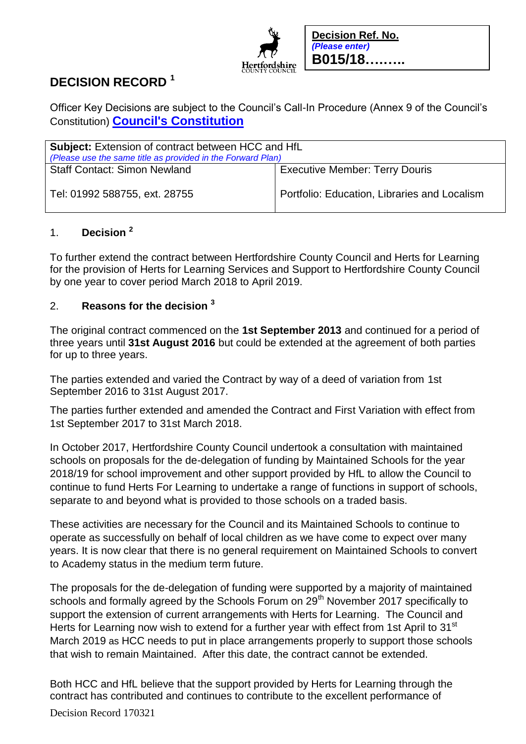**Decision Ref. No.**
*(Please enter)*
**B015/18………**

# DECISION RECORD [1]

Officer Key Decisions are subject to the Council's Call-In Procedure (Annex 9 of the Council's Constitution) **Council's Constitution**

| **Subject:** Extension of contract between HCC and HfL *(Please use the same title as provided in the Forward Plan)* | |
|---|---|
| Staff Contact: Simon Newland | Executive Member: Terry Douris |
| Tel: 01992 588755, ext. 28755 | Portfolio: Education, Libraries and Localism |

## 1. Decision [2]

To further extend the contract between Hertfordshire County Council and Herts for Learning for the provision of Herts for Learning Services and Support to Hertfordshire County Council by one year to cover period March 2018 to April 2019.

## 2. Reasons for the decision [3]

The original contract commenced on the **1st September 2013** and continued for a period of three years until **31st August 2016** but could be extended at the agreement of both parties for up to three years.

The parties extended and varied the Contract by way of a deed of variation from 1st September 2016 to 31st August 2017.

The parties further extended and amended the Contract and First Variation with effect from 1st September 2017 to 31st March 2018.

In October 2017, Hertfordshire County Council undertook a consultation with maintained schools on proposals for the de-delegation of funding by Maintained Schools for the year 2018/19 for school improvement and other support provided by HfL to allow the Council to continue to fund Herts For Learning to undertake a range of functions in support of schools, separate to and beyond what is provided to those schools on a traded basis.

These activities are necessary for the Council and its Maintained Schools to continue to operate as successfully on behalf of local children as we have come to expect over many years. It is now clear that there is no general requirement on Maintained Schools to convert to Academy status in the medium term future.

The proposals for the de-delegation of funding were supported by a majority of maintained schools and formally agreed by the Schools Forum on 29th November 2017 specifically to support the extension of current arrangements with Herts for Learning. The Council and Herts for Learning now wish to extend for a further year with effect from 1st April to 31st March 2019 as HCC needs to put in place arrangements properly to support those schools that wish to remain Maintained. After this date, the contract cannot be extended.

Both HCC and HfL believe that the support provided by Herts for Learning through the contract has contributed and continues to contribute to the excellent performance of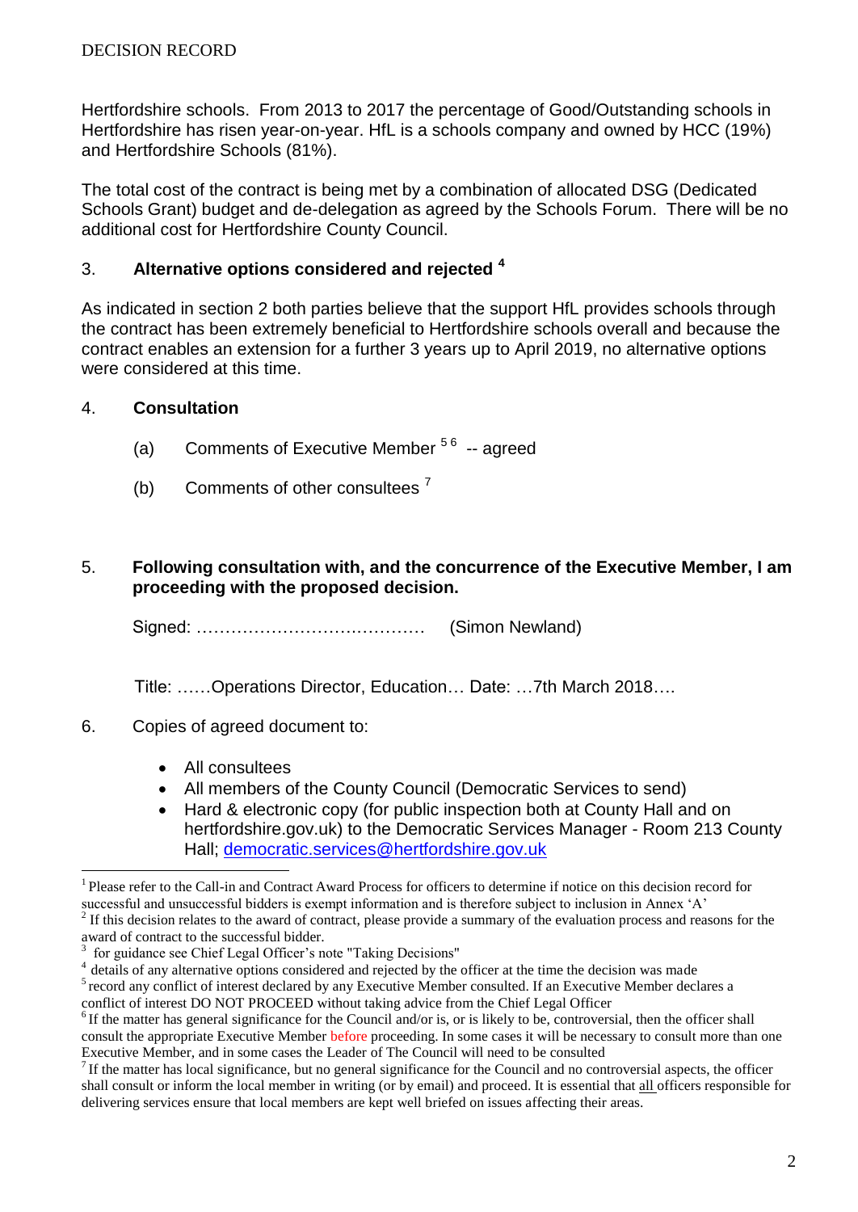Hertfordshire schools. From 2013 to 2017 the percentage of Good/Outstanding schools in Hertfordshire has risen year-on-year. HfL is a schools company and owned by HCC (19%) and Hertfordshire Schools (81%).

The total cost of the contract is being met by a combination of allocated DSG (Dedicated Schools Grant) budget and de-delegation as agreed by the Schools Forum. There will be no additional cost for Hertfordshire County Council.

## 3. Alternative options considered and rejected [4]

As indicated in section 2 both parties believe that the support HfL provides schools through the contract has been extremely beneficial to Hertfordshire schools overall and because the contract enables an extension for a further 3 years up to April 2019, no alternative options were considered at this time.

## 4. Consultation

(a) Comments of Executive Member [5 6] -- agreed

(b) Comments of other consultees [7]

## 5. Following consultation with, and the concurrence of the Executive Member, I am proceeding with the proposed decision.

Signed: ………………………………… (Simon Newland)

Title: ……Operations Director, Education… Date: …7th March 2018….

6. Copies of agreed document to:

- All consultees
- All members of the County Council (Democratic Services to send)
- Hard & electronic copy (for public inspection both at County Hall and on hertfordshire.gov.uk) to the Democratic Services Manager - Room 213 County Hall; democratic.services@hertfordshire.gov.uk

---

[1] Please refer to the Call-in and Contract Award Process for officers to determine if notice on this decision record for successful and unsuccessful bidders is exempt information and is therefore subject to inclusion in Annex 'A'

[2] If this decision relates to the award of contract, please provide a summary of the evaluation process and reasons for the award of contract to the successful bidder.

[3] for guidance see Chief Legal Officer's note "Taking Decisions"

[4] details of any alternative options considered and rejected by the officer at the time the decision was made

[5] record any conflict of interest declared by any Executive Member consulted. If an Executive Member declares a conflict of interest DO NOT PROCEED without taking advice from the Chief Legal Officer

[6] If the matter has general significance for the Council and/or is, or is likely to be, controversial, then the officer shall consult the appropriate Executive Member before proceeding. In some cases it will be necessary to consult more than one Executive Member, and in some cases the Leader of The Council will need to be consulted

[7] If the matter has local significance, but no general significance for the Council and no controversial aspects, the officer shall consult or inform the local member in writing (or by email) and proceed. It is essential that all officers responsible for delivering services ensure that local members are kept well briefed on issues affecting their areas.